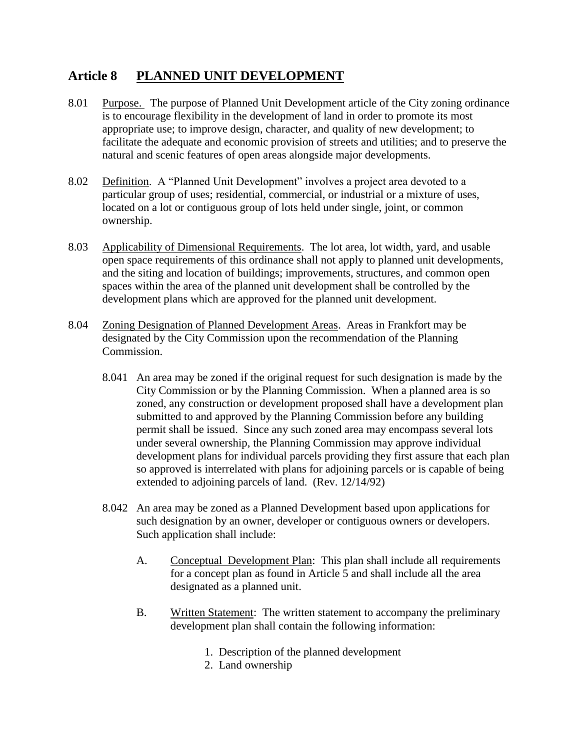# Article 8 PLANNED UNIT DEVELOPMENT

8.01 Purpose. The purpose of Planned Unit Development article of the City zoning ordinance is to encourage flexibility in the development of land in order to promote its most appropriate use; to improve design, character, and quality of new development; to facilitate the adequate and economic provision of streets and utilities; and to preserve the natural and scenic features of open areas alongside major developments.

8.02 Definition. A "Planned Unit Development" involves a project area devoted to a particular group of uses; residential, commercial, or industrial or a mixture of uses, located on a lot or contiguous group of lots held under single, joint, or common ownership.

8.03 Applicability of Dimensional Requirements. The lot area, lot width, yard, and usable open space requirements of this ordinance shall not apply to planned unit developments, and the siting and location of buildings; improvements, structures, and common open spaces within the area of the planned unit development shall be controlled by the development plans which are approved for the planned unit development.

8.04 Zoning Designation of Planned Development Areas. Areas in Frankfort may be designated by the City Commission upon the recommendation of the Planning Commission.

8.041 An area may be zoned if the original request for such designation is made by the City Commission or by the Planning Commission. When a planned area is so zoned, any construction or development proposed shall have a development plan submitted to and approved by the Planning Commission before any building permit shall be issued. Since any such zoned area may encompass several lots under several ownership, the Planning Commission may approve individual development plans for individual parcels providing they first assure that each plan so approved is interrelated with plans for adjoining parcels or is capable of being extended to adjoining parcels of land. (Rev. 12/14/92)

8.042 An area may be zoned as a Planned Development based upon applications for such designation by an owner, developer or contiguous owners or developers. Such application shall include:

A. Conceptual Development Plan: This plan shall include all requirements for a concept plan as found in Article 5 and shall include all the area designated as a planned unit.

B. Written Statement: The written statement to accompany the preliminary development plan shall contain the following information:

1. Description of the planned development
2. Land ownership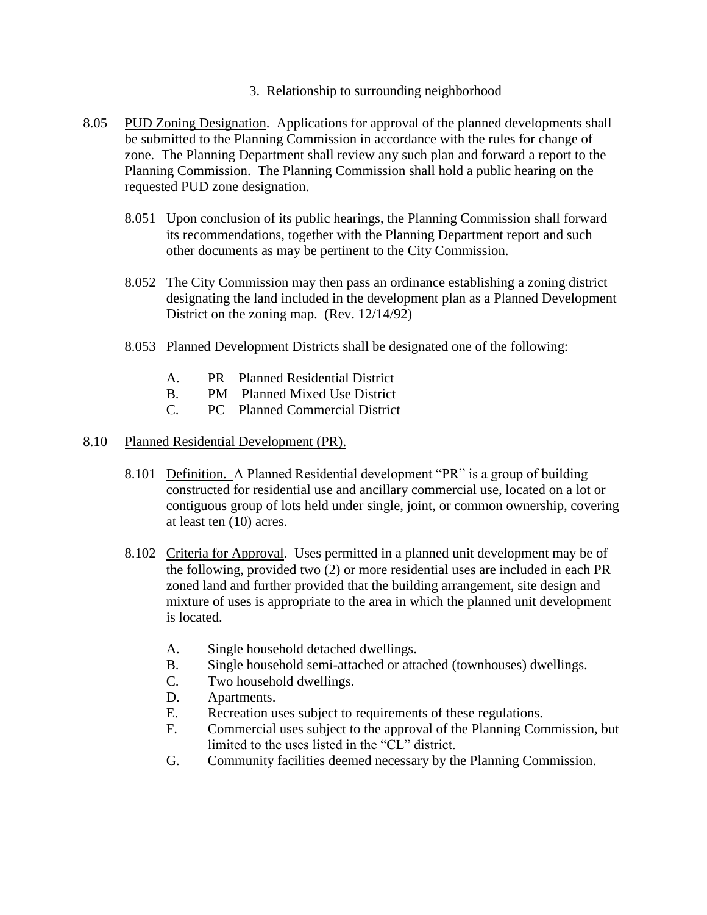3. Relationship to surrounding neighborhood

8.05 PUD Zoning Designation. Applications for approval of the planned developments shall be submitted to the Planning Commission in accordance with the rules for change of zone. The Planning Department shall review any such plan and forward a report to the Planning Commission. The Planning Commission shall hold a public hearing on the requested PUD zone designation.

8.051 Upon conclusion of its public hearings, the Planning Commission shall forward its recommendations, together with the Planning Department report and such other documents as may be pertinent to the City Commission.

8.052 The City Commission may then pass an ordinance establishing a zoning district designating the land included in the development plan as a Planned Development District on the zoning map. (Rev. 12/14/92)

8.053 Planned Development Districts shall be designated one of the following:

A. PR – Planned Residential District
B. PM – Planned Mixed Use District
C. PC – Planned Commercial District

8.10 Planned Residential Development (PR).

8.101 Definition. A Planned Residential development "PR" is a group of building constructed for residential use and ancillary commercial use, located on a lot or contiguous group of lots held under single, joint, or common ownership, covering at least ten (10) acres.

8.102 Criteria for Approval. Uses permitted in a planned unit development may be of the following, provided two (2) or more residential uses are included in each PR zoned land and further provided that the building arrangement, site design and mixture of uses is appropriate to the area in which the planned unit development is located.

A. Single household detached dwellings.
B. Single household semi-attached or attached (townhouses) dwellings.
C. Two household dwellings.
D. Apartments.
E. Recreation uses subject to requirements of these regulations.
F. Commercial uses subject to the approval of the Planning Commission, but limited to the uses listed in the "CL" district.
G. Community facilities deemed necessary by the Planning Commission.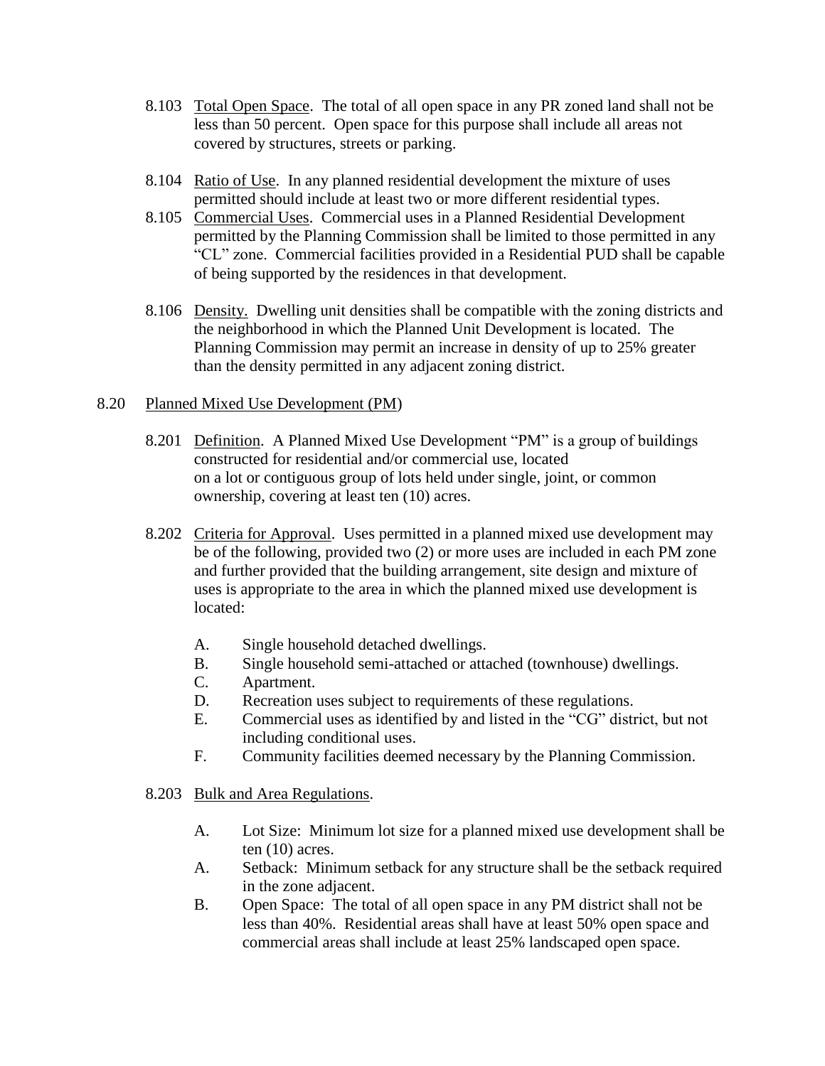8.103 Total Open Space. The total of all open space in any PR zoned land shall not be less than 50 percent. Open space for this purpose shall include all areas not covered by structures, streets or parking.

8.104 Ratio of Use. In any planned residential development the mixture of uses permitted should include at least two or more different residential types.

8.105 Commercial Uses. Commercial uses in a Planned Residential Development permitted by the Planning Commission shall be limited to those permitted in any "CL" zone. Commercial facilities provided in a Residential PUD shall be capable of being supported by the residences in that development.

8.106 Density. Dwelling unit densities shall be compatible with the zoning districts and the neighborhood in which the Planned Unit Development is located. The Planning Commission may permit an increase in density of up to 25% greater than the density permitted in any adjacent zoning district.

8.20 Planned Mixed Use Development (PM)

8.201 Definition. A Planned Mixed Use Development "PM" is a group of buildings constructed for residential and/or commercial use, located on a lot or contiguous group of lots held under single, joint, or common ownership, covering at least ten (10) acres.

8.202 Criteria for Approval. Uses permitted in a planned mixed use development may be of the following, provided two (2) or more uses are included in each PM zone and further provided that the building arrangement, site design and mixture of uses is appropriate to the area in which the planned mixed use development is located:

A. Single household detached dwellings.
B. Single household semi-attached or attached (townhouse) dwellings.
C. Apartment.
D. Recreation uses subject to requirements of these regulations.
E. Commercial uses as identified by and listed in the "CG" district, but not including conditional uses.
F. Community facilities deemed necessary by the Planning Commission.

8.203 Bulk and Area Regulations.

A. Lot Size: Minimum lot size for a planned mixed use development shall be ten (10) acres.
A. Setback: Minimum setback for any structure shall be the setback required in the zone adjacent.
B. Open Space: The total of all open space in any PM district shall not be less than 40%. Residential areas shall have at least 50% open space and commercial areas shall include at least 25% landscaped open space.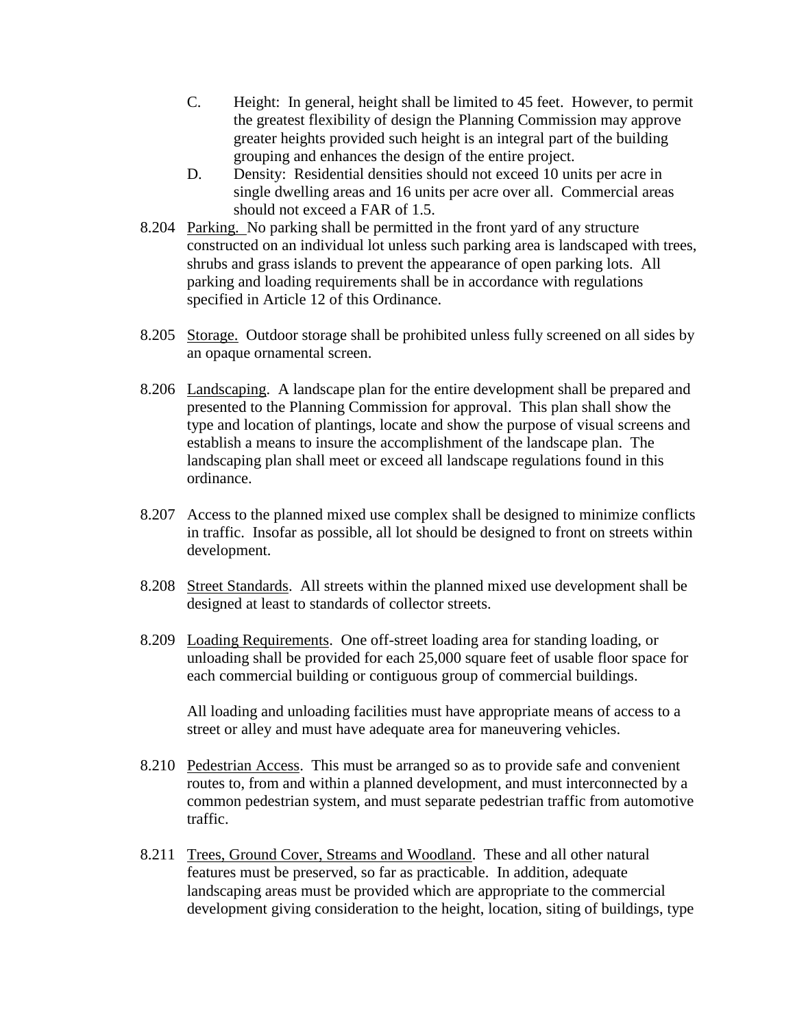C. Height: In general, height shall be limited to 45 feet. However, to permit the greatest flexibility of design the Planning Commission may approve greater heights provided such height is an integral part of the building grouping and enhances the design of the entire project.

D. Density: Residential densities should not exceed 10 units per acre in single dwelling areas and 16 units per acre over all. Commercial areas should not exceed a FAR of 1.5.

8.204 Parking. No parking shall be permitted in the front yard of any structure constructed on an individual lot unless such parking area is landscaped with trees, shrubs and grass islands to prevent the appearance of open parking lots. All parking and loading requirements shall be in accordance with regulations specified in Article 12 of this Ordinance.

8.205 Storage. Outdoor storage shall be prohibited unless fully screened on all sides by an opaque ornamental screen.

8.206 Landscaping. A landscape plan for the entire development shall be prepared and presented to the Planning Commission for approval. This plan shall show the type and location of plantings, locate and show the purpose of visual screens and establish a means to insure the accomplishment of the landscape plan. The landscaping plan shall meet or exceed all landscape regulations found in this ordinance.

8.207 Access to the planned mixed use complex shall be designed to minimize conflicts in traffic. Insofar as possible, all lot should be designed to front on streets within development.

8.208 Street Standards. All streets within the planned mixed use development shall be designed at least to standards of collector streets.

8.209 Loading Requirements. One off-street loading area for standing loading, or unloading shall be provided for each 25,000 square feet of usable floor space for each commercial building or contiguous group of commercial buildings.

All loading and unloading facilities must have appropriate means of access to a street or alley and must have adequate area for maneuvering vehicles.

8.210 Pedestrian Access. This must be arranged so as to provide safe and convenient routes to, from and within a planned development, and must interconnected by a common pedestrian system, and must separate pedestrian traffic from automotive traffic.

8.211 Trees, Ground Cover, Streams and Woodland. These and all other natural features must be preserved, so far as practicable. In addition, adequate landscaping areas must be provided which are appropriate to the commercial development giving consideration to the height, location, siting of buildings, type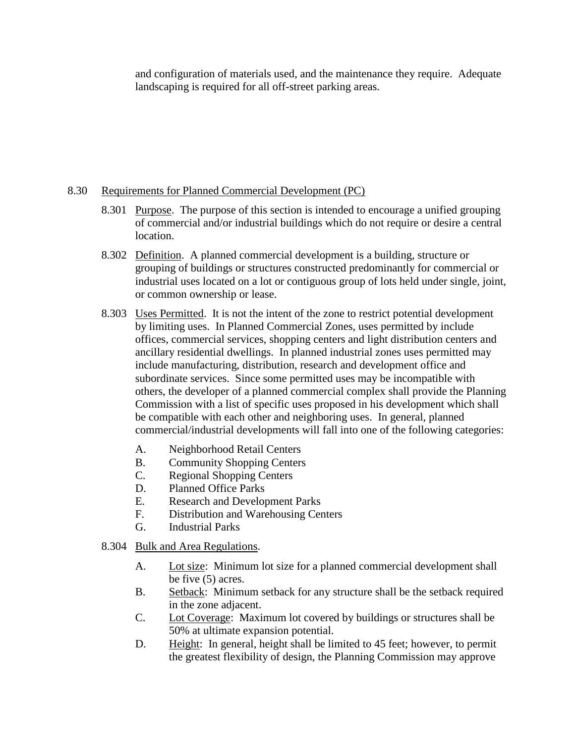and configuration of materials used, and the maintenance they require. Adequate landscaping is required for all off-street parking areas.

## 8.30 Requirements for Planned Commercial Development (PC)

8.301 Purpose. The purpose of this section is intended to encourage a unified grouping of commercial and/or industrial buildings which do not require or desire a central location.

8.302 Definition. A planned commercial development is a building, structure or grouping of buildings or structures constructed predominantly for commercial or industrial uses located on a lot or contiguous group of lots held under single, joint, or common ownership or lease.

8.303 Uses Permitted. It is not the intent of the zone to restrict potential development by limiting uses. In Planned Commercial Zones, uses permitted by include offices, commercial services, shopping centers and light distribution centers and ancillary residential dwellings. In planned industrial zones uses permitted may include manufacturing, distribution, research and development office and subordinate services. Since some permitted uses may be incompatible with others, the developer of a planned commercial complex shall provide the Planning Commission with a list of specific uses proposed in his development which shall be compatible with each other and neighboring uses. In general, planned commercial/industrial developments will fall into one of the following categories:

A. Neighborhood Retail Centers
B. Community Shopping Centers
C. Regional Shopping Centers
D. Planned Office Parks
E. Research and Development Parks
F. Distribution and Warehousing Centers
G. Industrial Parks

8.304 Bulk and Area Regulations.

A. Lot size: Minimum lot size for a planned commercial development shall be five (5) acres.
B. Setback: Minimum setback for any structure shall be the setback required in the zone adjacent.
C. Lot Coverage: Maximum lot covered by buildings or structures shall be 50% at ultimate expansion potential.
D. Height: In general, height shall be limited to 45 feet; however, to permit the greatest flexibility of design, the Planning Commission may approve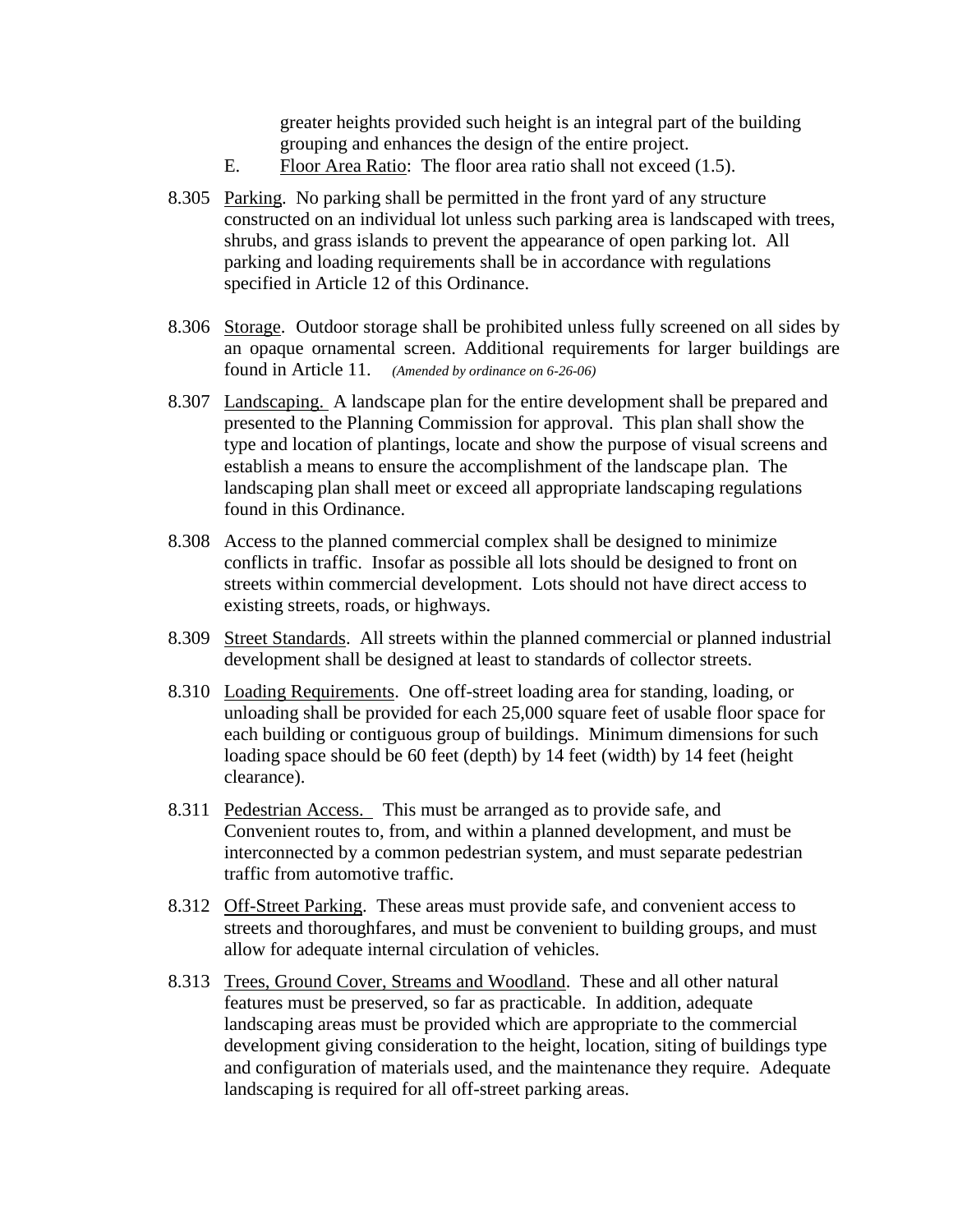greater heights provided such height is an integral part of the building grouping and enhances the design of the entire project.

E. Floor Area Ratio: The floor area ratio shall not exceed (1.5).

8.305 Parking. No parking shall be permitted in the front yard of any structure constructed on an individual lot unless such parking area is landscaped with trees, shrubs, and grass islands to prevent the appearance of open parking lot. All parking and loading requirements shall be in accordance with regulations specified in Article 12 of this Ordinance.

8.306 Storage. Outdoor storage shall be prohibited unless fully screened on all sides by an opaque ornamental screen. Additional requirements for larger buildings are found in Article 11. *(Amended by ordinance on 6-26-06)*

8.307 Landscaping. A landscape plan for the entire development shall be prepared and presented to the Planning Commission for approval. This plan shall show the type and location of plantings, locate and show the purpose of visual screens and establish a means to ensure the accomplishment of the landscape plan. The landscaping plan shall meet or exceed all appropriate landscaping regulations found in this Ordinance.

8.308 Access to the planned commercial complex shall be designed to minimize conflicts in traffic. Insofar as possible all lots should be designed to front on streets within commercial development. Lots should not have direct access to existing streets, roads, or highways.

8.309 Street Standards. All streets within the planned commercial or planned industrial development shall be designed at least to standards of collector streets.

8.310 Loading Requirements. One off-street loading area for standing, loading, or unloading shall be provided for each 25,000 square feet of usable floor space for each building or contiguous group of buildings. Minimum dimensions for such loading space should be 60 feet (depth) by 14 feet (width) by 14 feet (height clearance).

8.311 Pedestrian Access. This must be arranged as to provide safe, and Convenient routes to, from, and within a planned development, and must be interconnected by a common pedestrian system, and must separate pedestrian traffic from automotive traffic.

8.312 Off-Street Parking. These areas must provide safe, and convenient access to streets and thoroughfares, and must be convenient to building groups, and must allow for adequate internal circulation of vehicles.

8.313 Trees, Ground Cover, Streams and Woodland. These and all other natural features must be preserved, so far as practicable. In addition, adequate landscaping areas must be provided which are appropriate to the commercial development giving consideration to the height, location, siting of buildings type and configuration of materials used, and the maintenance they require. Adequate landscaping is required for all off-street parking areas.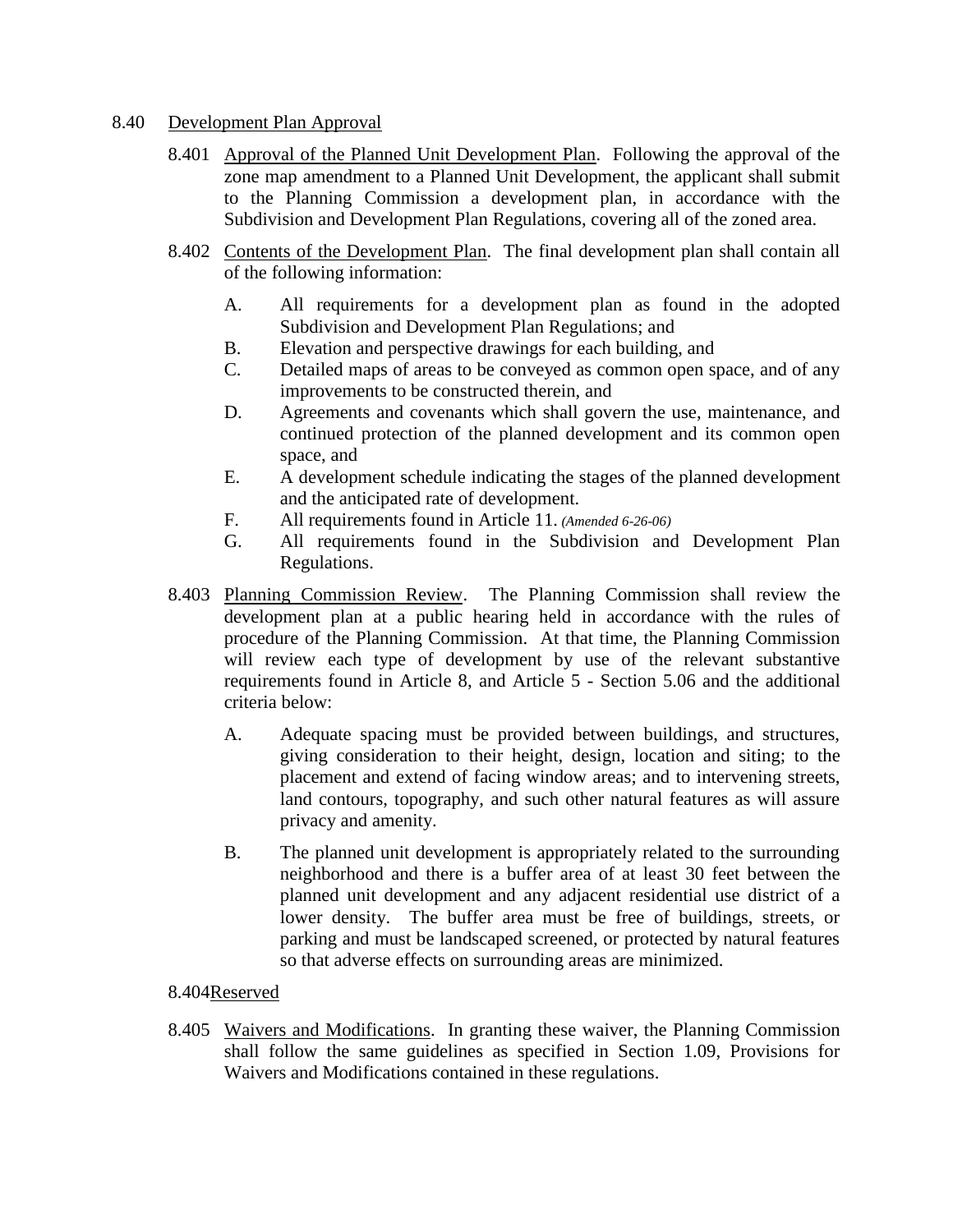## 8.40 Development Plan Approval

8.401 Approval of the Planned Unit Development Plan. Following the approval of the zone map amendment to a Planned Unit Development, the applicant shall submit to the Planning Commission a development plan, in accordance with the Subdivision and Development Plan Regulations, covering all of the zoned area.

8.402 Contents of the Development Plan. The final development plan shall contain all of the following information:

- A. All requirements for a development plan as found in the adopted Subdivision and Development Plan Regulations; and
- B. Elevation and perspective drawings for each building, and
- C. Detailed maps of areas to be conveyed as common open space, and of any improvements to be constructed therein, and
- D. Agreements and covenants which shall govern the use, maintenance, and continued protection of the planned development and its common open space, and
- E. A development schedule indicating the stages of the planned development and the anticipated rate of development.
- F. All requirements found in Article 11. *(Amended 6-26-06)*
- G. All requirements found in the Subdivision and Development Plan Regulations.

8.403 Planning Commission Review. The Planning Commission shall review the development plan at a public hearing held in accordance with the rules of procedure of the Planning Commission. At that time, the Planning Commission will review each type of development by use of the relevant substantive requirements found in Article 8, and Article 5 - Section 5.06 and the additional criteria below:

- A. Adequate spacing must be provided between buildings, and structures, giving consideration to their height, design, location and siting; to the placement and extend of facing window areas; and to intervening streets, land contours, topography, and such other natural features as will assure privacy and amenity.

- B. The planned unit development is appropriately related to the surrounding neighborhood and there is a buffer area of at least 30 feet between the planned unit development and any adjacent residential use district of a lower density. The buffer area must be free of buildings, streets, or parking and must be landscaped screened, or protected by natural features so that adverse effects on surrounding areas are minimized.

8.404Reserved

8.405 Waivers and Modifications. In granting these waiver, the Planning Commission shall follow the same guidelines as specified in Section 1.09, Provisions for Waivers and Modifications contained in these regulations.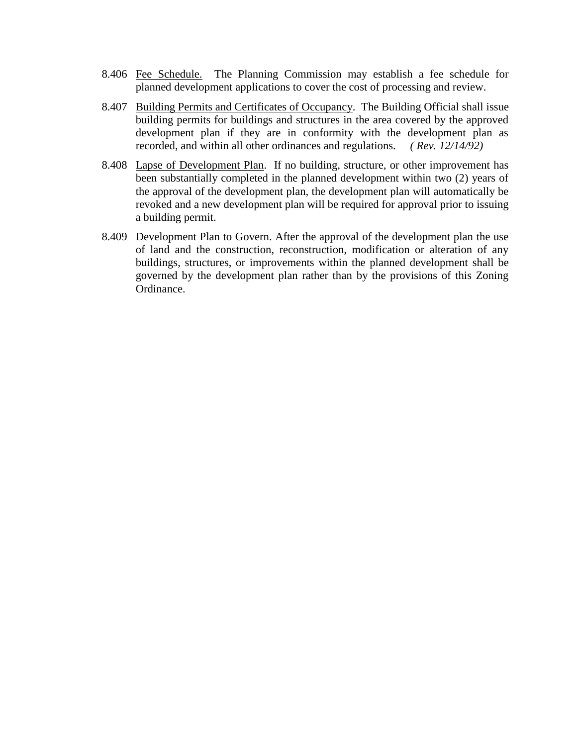8.406 Fee Schedule. The Planning Commission may establish a fee schedule for planned development applications to cover the cost of processing and review.

8.407 Building Permits and Certificates of Occupancy. The Building Official shall issue building permits for buildings and structures in the area covered by the approved development plan if they are in conformity with the development plan as recorded, and within all other ordinances and regulations. *( Rev. 12/14/92)*

8.408 Lapse of Development Plan. If no building, structure, or other improvement has been substantially completed in the planned development within two (2) years of the approval of the development plan, the development plan will automatically be revoked and a new development plan will be required for approval prior to issuing a building permit.

8.409 Development Plan to Govern. After the approval of the development plan the use of land and the construction, reconstruction, modification or alteration of any buildings, structures, or improvements within the planned development shall be governed by the development plan rather than by the provisions of this Zoning Ordinance.